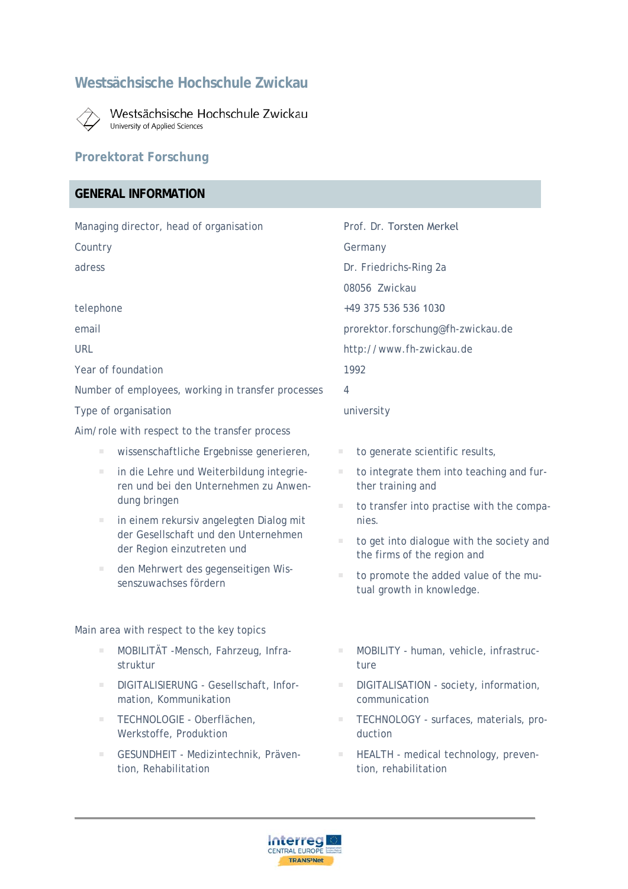# Westsächsische Hochschule Zwickau

Westsächsische Hochschule Zwickau
University of Applied Sciences

## Prorektorat Forschung

## GENERAL INFORMATION

| | |
|---|---|
| Managing director, head of organisation | Prof. Dr. Torsten Merkel |
| Country | Germany |
| adress | Dr. Friedrichs-Ring 2a<br>08056 Zwickau |
| telephone | +49 375 536 536 1030 |
| email | prorektor.forschung@fh-zwickau.de |
| URL | http://www.fh-zwickau.de |
| Year of foundation | 1992 |
| Number of employees, working in transfer processes | 4 |
| Type of organisation | university |

Aim/role with respect to the transfer process

- wissenschaftliche Ergebnisse generieren,
- in die Lehre und Weiterbildung integrieren und bei den Unternehmen zu Anwendung bringen
- in einem rekursiv angelegten Dialog mit der Gesellschaft und den Unternehmen der Region einzutreten und
- den Mehrwert des gegenseitigen Wissenszuwachses fördern

- to generate scientific results,
- to integrate them into teaching and further training and
- to transfer into practise with the companies.
- to get into dialogue with the society and the firms of the region and
- to promote the added value of the mutual growth in knowledge.

Main area with respect to the key topics

- MOBILITÄT -Mensch, Fahrzeug, Infrastruktur
- DIGITALISIERUNG - Gesellschaft, Information, Kommunikation
- TECHNOLOGIE - Oberflächen, Werkstoffe, Produktion
- GESUNDHEIT - Medizintechnik, Prävention, Rehabilitation

- MOBILITY - human, vehicle, infrastructure
- DIGITALISATION - society, information, communication
- TECHNOLOGY - surfaces, materials, production
- HEALTH - medical technology, prevention, rehabilitation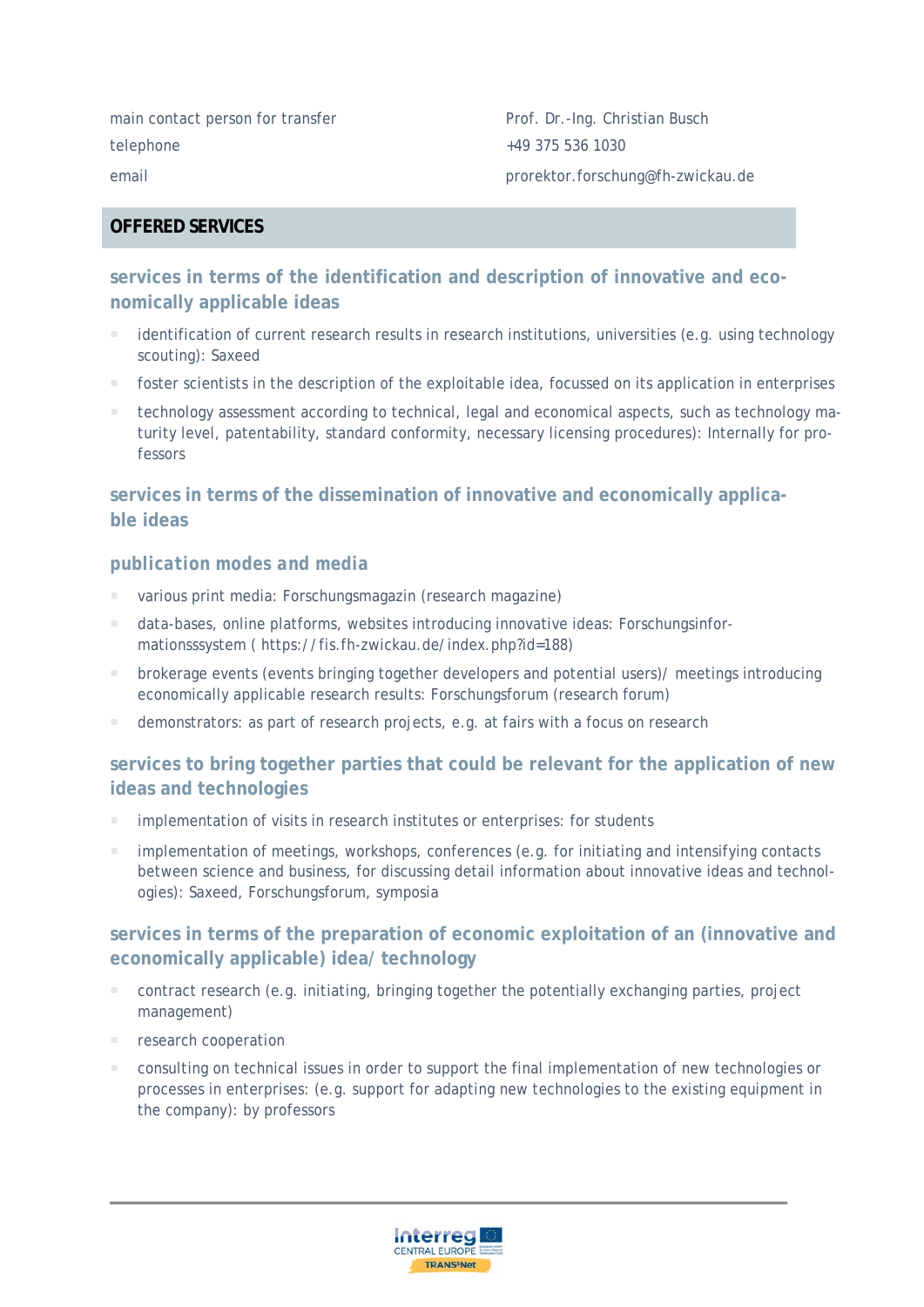| | |
|---|---|
| main contact person for transfer | Prof. Dr.-Ing. Christian Busch |
| telephone | +49 375 536 1030 |
| email | prorektor.forschung@fh-zwickau.de |

## OFFERED SERVICES

### services in terms of the identification and description of innovative and economically applicable ideas

- identification of current research results in research institutions, universities (e.g. using technology scouting): Saxeed
- foster scientists in the description of the exploitable idea, focussed on its application in enterprises
- technology assessment according to technical, legal and economical aspects, such as technology maturity level, patentability, standard conformity, necessary licensing procedures): Internally for professors

### services in terms of the dissemination of innovative and economically applicable ideas

#### publication modes and media

- various print media: Forschungsmagazin (research magazine)
- data-bases, online platforms, websites introducing innovative ideas: Forschungsinformationsssystem ( https://fis.fh-zwickau.de/index.php?id=188)
- brokerage events (events bringing together developers and potential users)/ meetings introducing economically applicable research results: Forschungsforum (research forum)
- demonstrators: as part of research projects, e.g. at fairs with a focus on research

### services to bring together parties that could be relevant for the application of new ideas and technologies

- implementation of visits in research institutes or enterprises: for students
- implementation of meetings, workshops, conferences (e.g. for initiating and intensifying contacts between science and business, for discussing detail information about innovative ideas and technologies): Saxeed, Forschungsforum, symposia

### services in terms of the preparation of economic exploitation of an (innovative and economically applicable) idea/ technology

- contract research (e.g. initiating, bringing together the potentially exchanging parties, project management)
- research cooperation
- consulting on technical issues in order to support the final implementation of new technologies or processes in enterprises: (e.g. support for adapting new technologies to the existing equipment in the company): by professors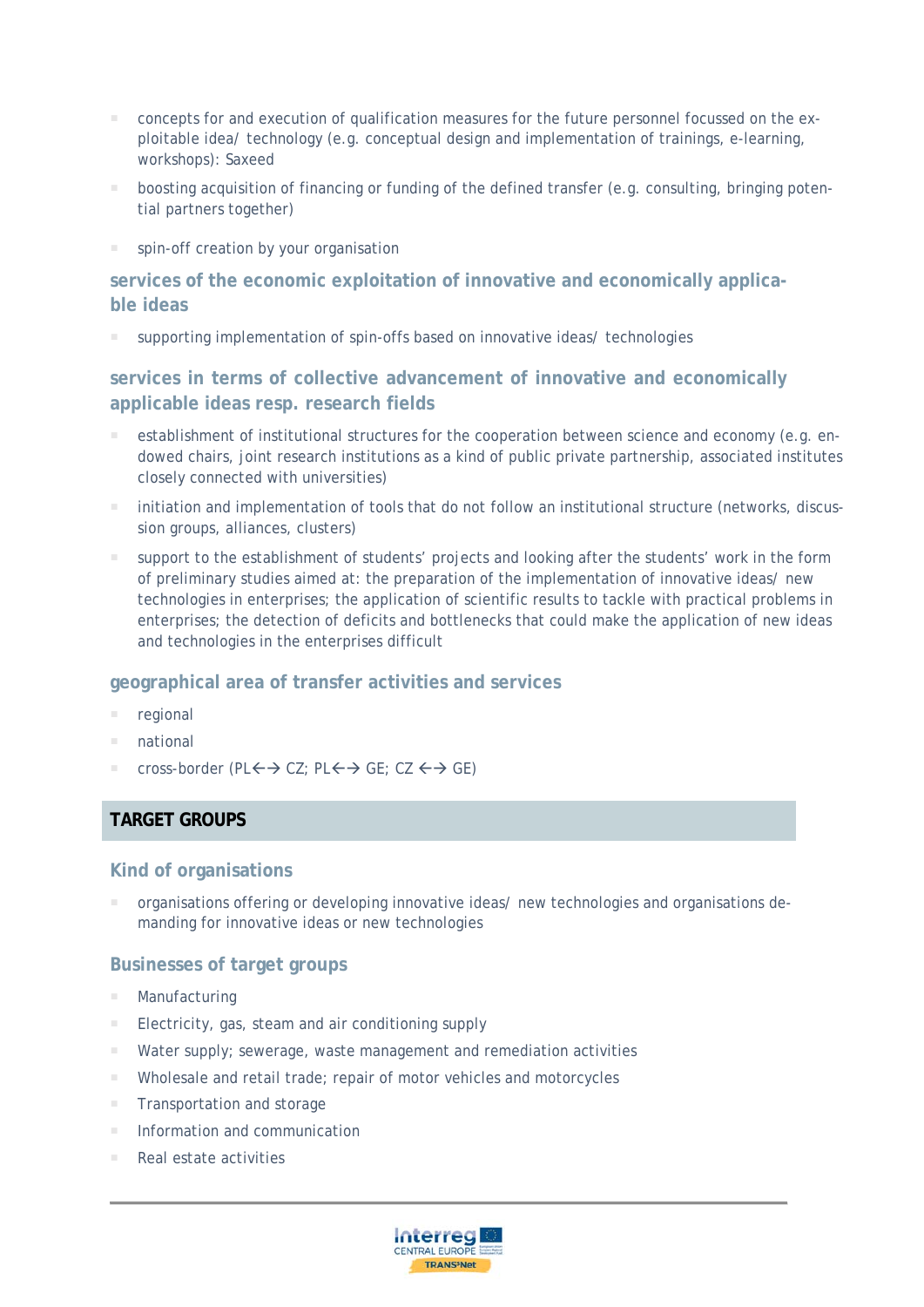- concepts for and execution of qualification measures for the future personnel focussed on the exploitable idea/ technology (e.g. conceptual design and implementation of trainings, e-learning, workshops): Saxeed
- boosting acquisition of financing or funding of the defined transfer (e.g. consulting, bringing potential partners together)
- spin-off creation by your organisation

### services of the economic exploitation of innovative and economically applicable ideas

- supporting implementation of spin-offs based on innovative ideas/ technologies

### services in terms of collective advancement of innovative and economically applicable ideas resp. research fields

- establishment of institutional structures for the cooperation between science and economy (e.g. endowed chairs, joint research institutions as a kind of public private partnership, associated institutes closely connected with universities)
- initiation and implementation of tools that do not follow an institutional structure (networks, discussion groups, alliances, clusters)
- support to the establishment of students' projects and looking after the students' work in the form of preliminary studies aimed at: the preparation of the implementation of innovative ideas/ new technologies in enterprises; the application of scientific results to tackle with practical problems in enterprises; the detection of deficits and bottlenecks that could make the application of new ideas and technologies in the enterprises difficult

### geographical area of transfer activities and services

- regional
- national
- cross-border (PL←→ CZ; PL←→ GE; CZ ←→ GE)

## TARGET GROUPS

### Kind of organisations

- organisations offering or developing innovative ideas/ new technologies and organisations demanding for innovative ideas or new technologies

### Businesses of target groups

- Manufacturing
- Electricity, gas, steam and air conditioning supply
- Water supply; sewerage, waste management and remediation activities
- Wholesale and retail trade; repair of motor vehicles and motorcycles
- Transportation and storage
- Information and communication
- Real estate activities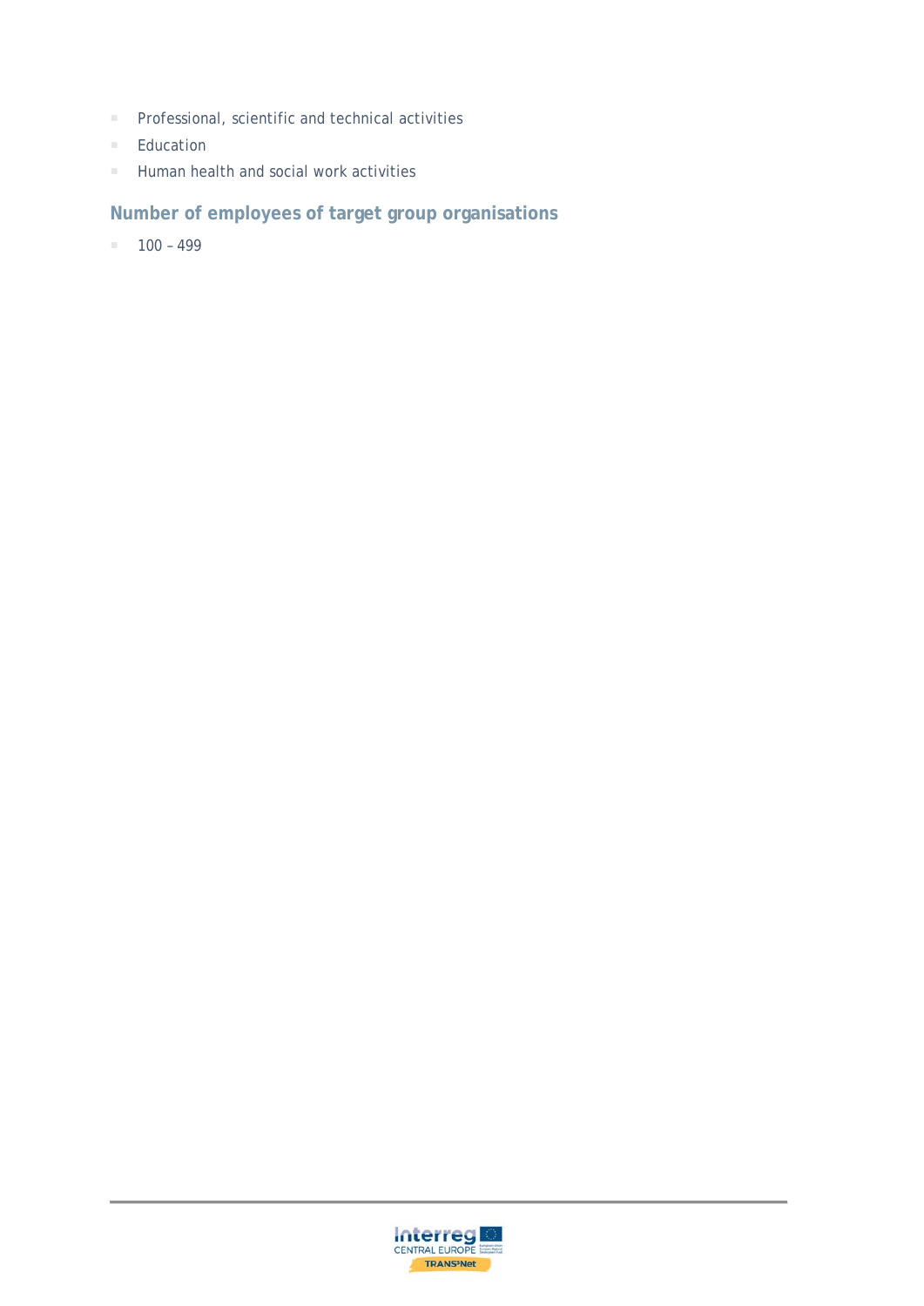- Professional, scientific and technical activities
- Education
- Human health and social work activities

### Number of employees of target group organisations

- 100 – 499